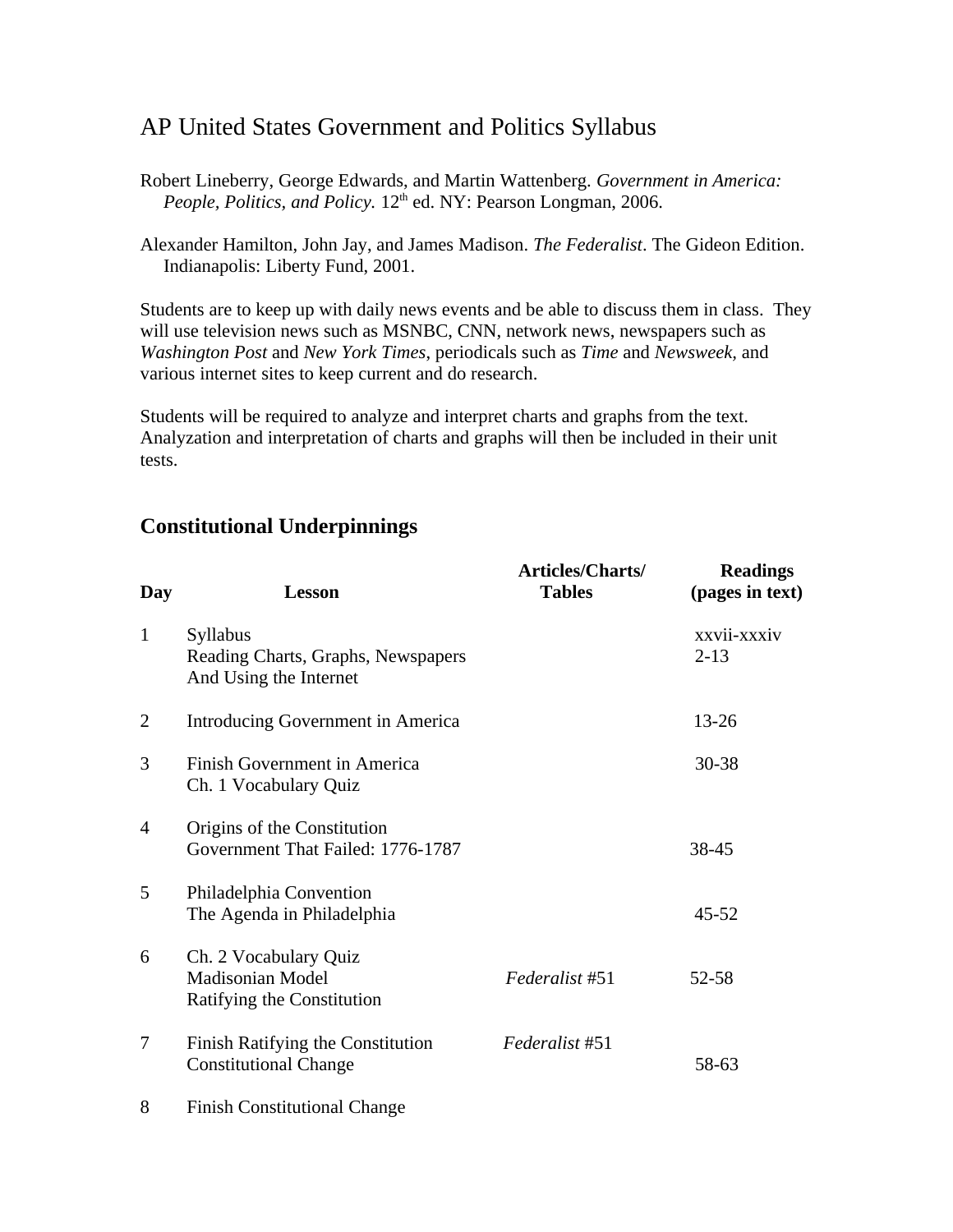# AP United States Government and Politics Syllabus

Robert Lineberry, George Edwards, and Martin Wattenberg. *Government in America: People, Politics, and Policy.* 12th ed. NY: Pearson Longman, 2006.

Alexander Hamilton, John Jay, and James Madison. *The Federalist*. The Gideon Edition. Indianapolis: Liberty Fund, 2001.

Students are to keep up with daily news events and be able to discuss them in class. They will use television news such as MSNBC, CNN, network news, newspapers such as *Washington Post* and *New York Times*, periodicals such as *Time* and *Newsweek*, and various internet sites to keep current and do research.

Students will be required to analyze and interpret charts and graphs from the text. Analyzation and interpretation of charts and graphs will then be included in their unit tests.

## Constitutional Underpinnings

| Day | Lesson | Articles/Charts/ Tables | Readings (pages in text) |
|---|---|---|---|
| 1 | Syllabus<br>Reading Charts, Graphs, Newspapers And Using the Internet | | xxvii-xxxiv<br>2-13 |
| 2 | Introducing Government in America | | 13-26 |
| 3 | Finish Government in America<br>Ch. 1 Vocabulary Quiz | | 30-38 |
| 4 | Origins of the Constitution<br>Government That Failed: 1776-1787 | | 38-45 |
| 5 | Philadelphia Convention<br>The Agenda in Philadelphia | | 45-52 |
| 6 | Ch. 2 Vocabulary Quiz<br>Madisonian Model<br>Ratifying the Constitution | *Federalist* #51 | 52-58 |
| 7 | Finish Ratifying the Constitution<br>Constitutional Change | *Federalist* #51 | 58-63 |
| 8 | Finish Constitutional Change | | |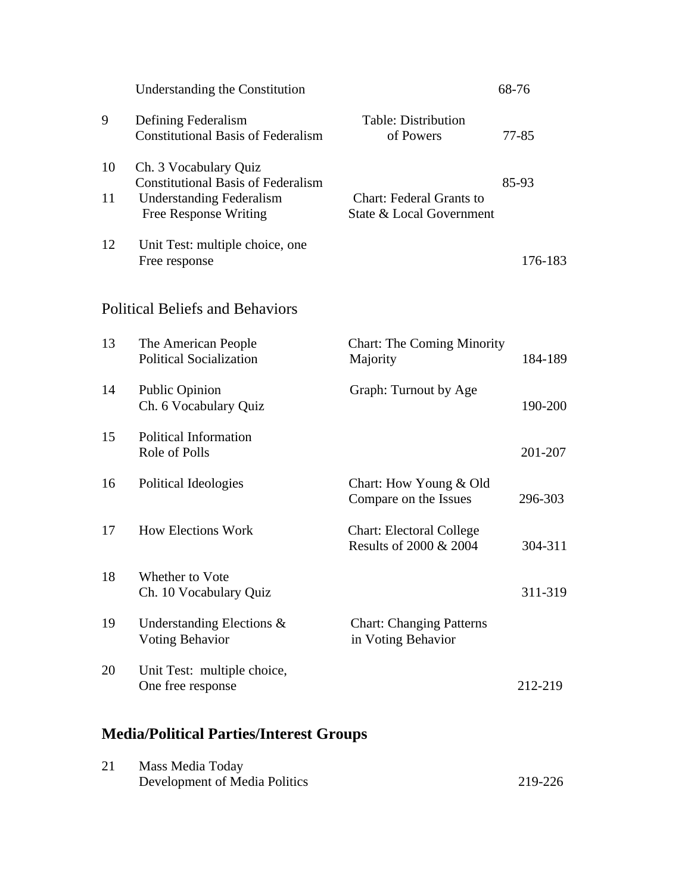| | | | |
|---|---|---|---|
| | Understanding the Constitution | | 68-76 |
| 9 | Defining Federalism<br>Constitutional Basis of Federalism | Table: Distribution of Powers | 77-85 |
| 10 | Ch. 3 Vocabulary Quiz<br>Constitutional Basis of Federalism | | 85-93 |
| 11 | Understanding Federalism<br>Free Response Writing | Chart: Federal Grants to State & Local Government | |
| 12 | Unit Test: multiple choice, one Free response | | 176-183 |

## Political Beliefs and Behaviors

| | | | |
|---|---|---|---|
| 13 | The American People<br>Political Socialization | Chart: The Coming Minority Majority | 184-189 |
| 14 | Public Opinion<br>Ch. 6 Vocabulary Quiz | Graph: Turnout by Age | 190-200 |
| 15 | Political Information<br>Role of Polls | | 201-207 |
| 16 | Political Ideologies | Chart: How Young & Old Compare on the Issues | 296-303 |
| 17 | How Elections Work | Chart: Electoral College Results of 2000 & 2004 | 304-311 |
| 18 | Whether to Vote<br>Ch. 10 Vocabulary Quiz | | 311-319 |
| 19 | Understanding Elections & Voting Behavior | Chart: Changing Patterns in Voting Behavior | |
| 20 | Unit Test: multiple choice, One free response | | 212-219 |

## **Media/Political Parties/Interest Groups**

| | | | |
|---|---|---|---|
| 21 | Mass Media Today<br>Development of Media Politics | | 219-226 |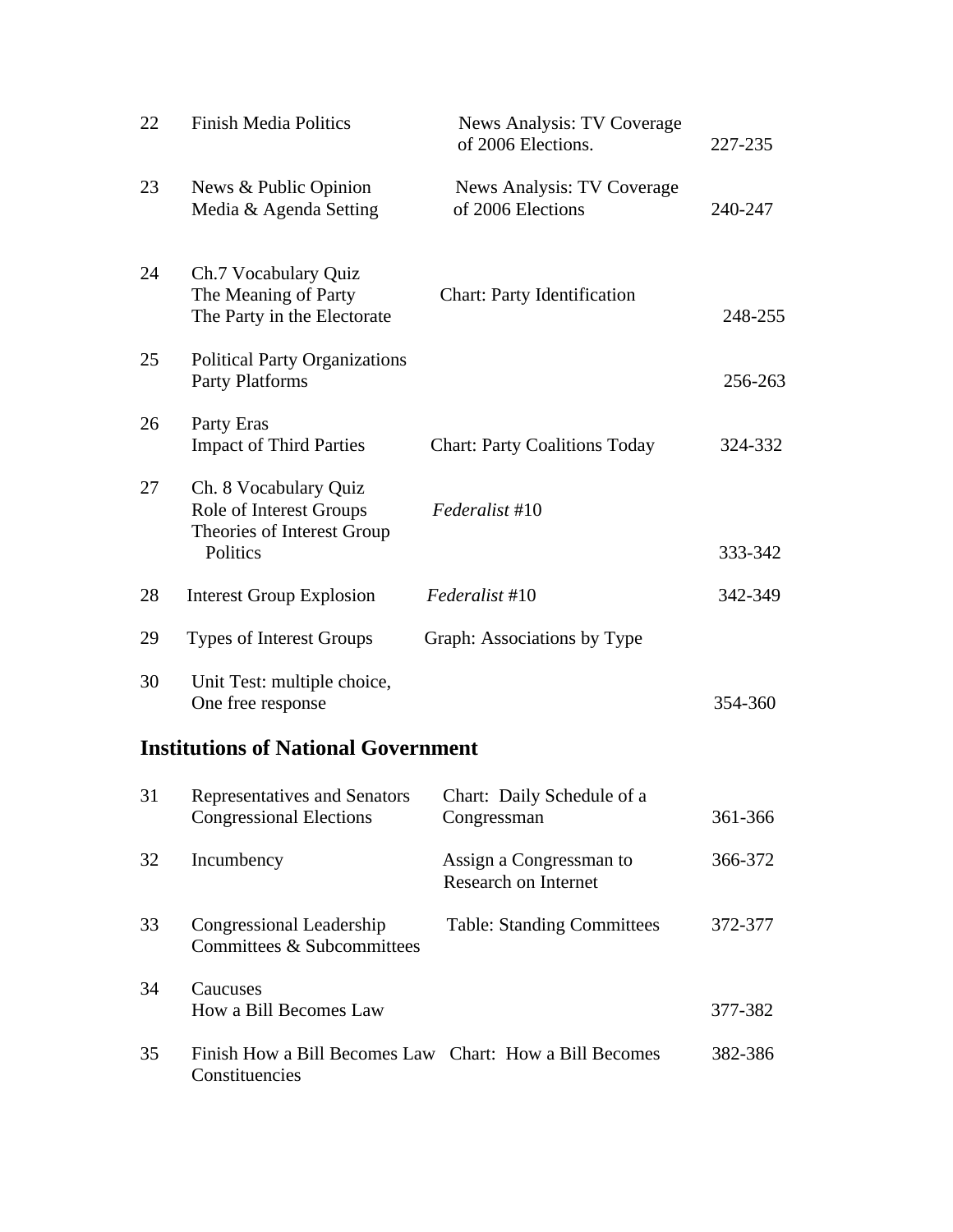| | | | |
|---|---|---|---|
| 22 | Finish Media Politics | News Analysis: TV Coverage of 2006 Elections. | 227-235 |
| 23 | News & Public Opinion<br>Media & Agenda Setting | News Analysis: TV Coverage of 2006 Elections | 240-247 |
| 24 | Ch.7 Vocabulary Quiz<br>The Meaning of Party<br>The Party in the Electorate | Chart: Party Identification | 248-255 |
| 25 | Political Party Organizations<br>Party Platforms | | 256-263 |
| 26 | Party Eras<br>Impact of Third Parties | Chart: Party Coalitions Today | 324-332 |
| 27 | Ch. 8 Vocabulary Quiz<br>Role of Interest Groups<br>Theories of Interest Group Politics | *Federalist* #10 | 333-342 |
| 28 | Interest Group Explosion | *Federalist* #10 | 342-349 |
| 29 | Types of Interest Groups | Graph: Associations by Type | |
| 30 | Unit Test: multiple choice,<br>One free response | | 354-360 |

## Institutions of National Government

| | | | |
|---|---|---|---|
| 31 | Representatives and Senators<br>Congressional Elections | Chart: Daily Schedule of a Congressman | 361-366 |
| 32 | Incumbency | Assign a Congressman to Research on Internet | 366-372 |
| 33 | Congressional Leadership<br>Committees & Subcommittees | Table: Standing Committees | 372-377 |
| 34 | Caucuses<br>How a Bill Becomes Law | | 377-382 |
| 35 | Finish How a Bill Becomes Law<br>Constituencies | Chart: How a Bill Becomes | 382-386 |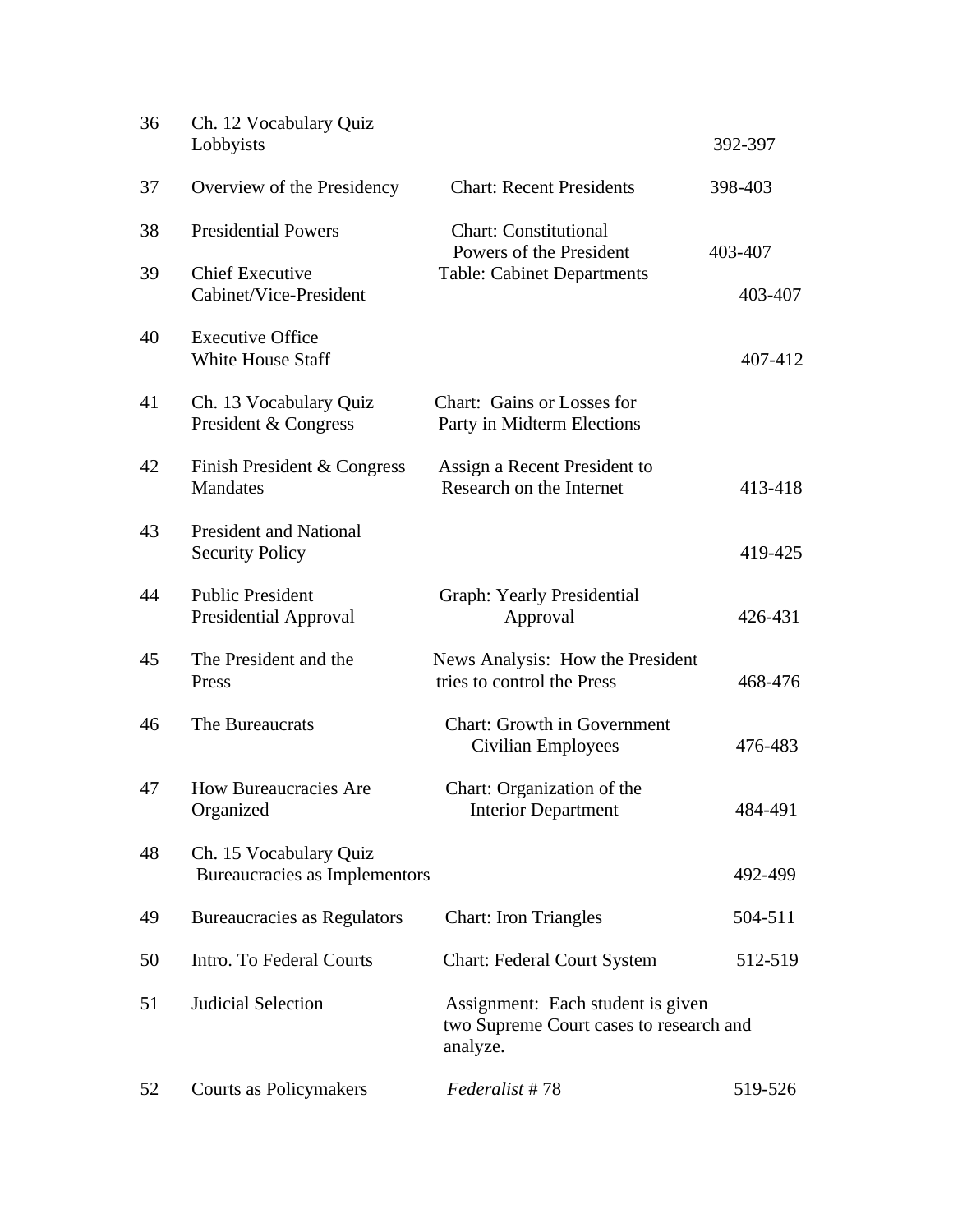| | | | |
|---|---|---|---|
| 36 | Ch. 12 Vocabulary Quiz<br>Lobbyists | | 392-397 |
| 37 | Overview of the Presidency | Chart: Recent Presidents | 398-403 |
| 38 | Presidential Powers | Chart: Constitutional Powers of the President | 403-407 |
| 39 | Chief Executive<br>Cabinet/Vice-President | Table: Cabinet Departments | 403-407 |
| 40 | Executive Office<br>White House Staff | | 407-412 |
| 41 | Ch. 13 Vocabulary Quiz<br>President & Congress | Chart: Gains or Losses for Party in Midterm Elections | |
| 42 | Finish President & Congress<br>Mandates | Assign a Recent President to Research on the Internet | 413-418 |
| 43 | President and National Security Policy | | 419-425 |
| 44 | Public President<br>Presidential Approval | Graph: Yearly Presidential Approval | 426-431 |
| 45 | The President and the Press | News Analysis: How the President tries to control the Press | 468-476 |
| 46 | The Bureaucrats | Chart: Growth in Government Civilian Employees | 476-483 |
| 47 | How Bureaucracies Are Organized | Chart: Organization of the Interior Department | 484-491 |
| 48 | Ch. 15 Vocabulary Quiz<br>Bureaucracies as Implementors | | 492-499 |
| 49 | Bureaucracies as Regulators | Chart: Iron Triangles | 504-511 |
| 50 | Intro. To Federal Courts | Chart: Federal Court System | 512-519 |
| 51 | Judicial Selection | Assignment: Each student is given two Supreme Court cases to research and analyze. | |
| 52 | Courts as Policymakers | *Federalist* # 78 | 519-526 |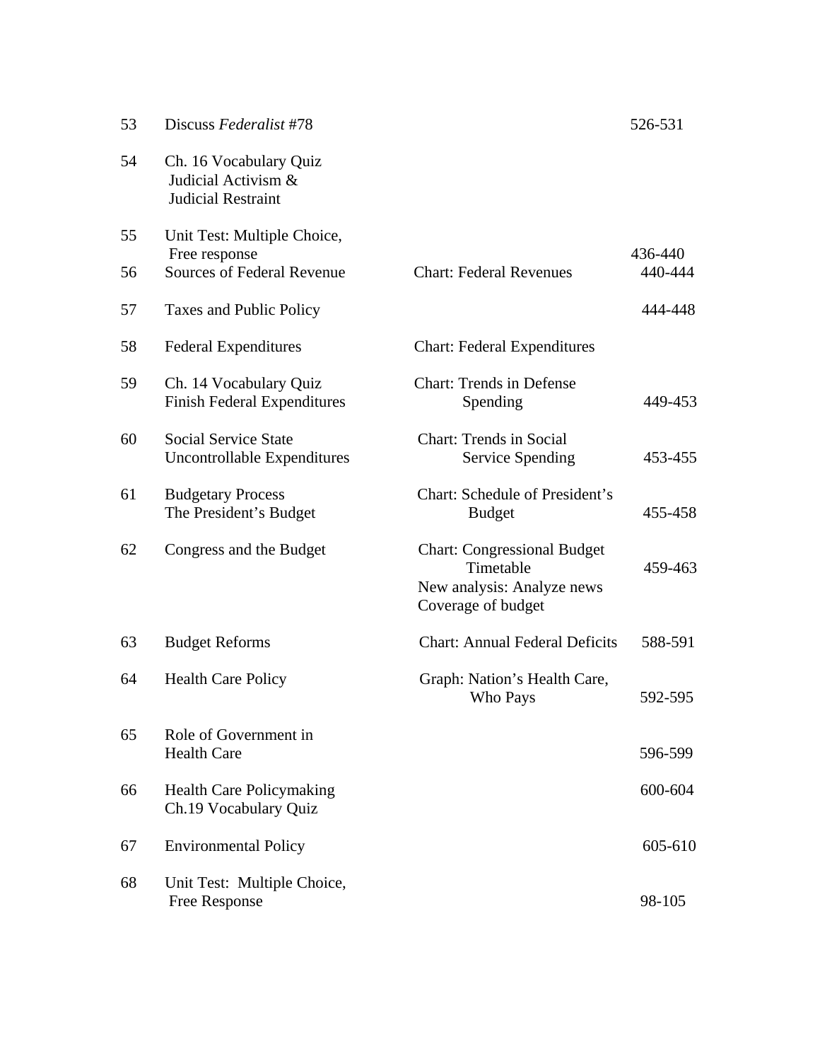| | | | |
|---|---|---|---|
| 53 | Discuss *Federalist* #78 | | 526-531 |
| 54 | Ch. 16 Vocabulary Quiz<br>Judicial Activism &<br>Judicial Restraint | | |
| 55 | Unit Test: Multiple Choice,<br>Free response | | 436-440 |
| 56 | Sources of Federal Revenue | Chart: Federal Revenues | 440-444 |
| 57 | Taxes and Public Policy | | 444-448 |
| 58 | Federal Expenditures | Chart: Federal Expenditures | |
| 59 | Ch. 14 Vocabulary Quiz<br>Finish Federal Expenditures | Chart: Trends in Defense<br>Spending | 449-453 |
| 60 | Social Service State<br>Uncontrollable Expenditures | Chart: Trends in Social<br>Service Spending | 453-455 |
| 61 | Budgetary Process<br>The President's Budget | Chart: Schedule of President's<br>Budget | 455-458 |
| 62 | Congress and the Budget | Chart: Congressional Budget<br>Timetable<br>New analysis: Analyze news<br>Coverage of budget | 459-463 |
| 63 | Budget Reforms | Chart: Annual Federal Deficits | 588-591 |
| 64 | Health Care Policy | Graph: Nation's Health Care,<br>Who Pays | 592-595 |
| 65 | Role of Government in<br>Health Care | | 596-599 |
| 66 | Health Care Policymaking<br>Ch.19 Vocabulary Quiz | | 600-604 |
| 67 | Environmental Policy | | 605-610 |
| 68 | Unit Test: Multiple Choice,<br>Free Response | | 98-105 |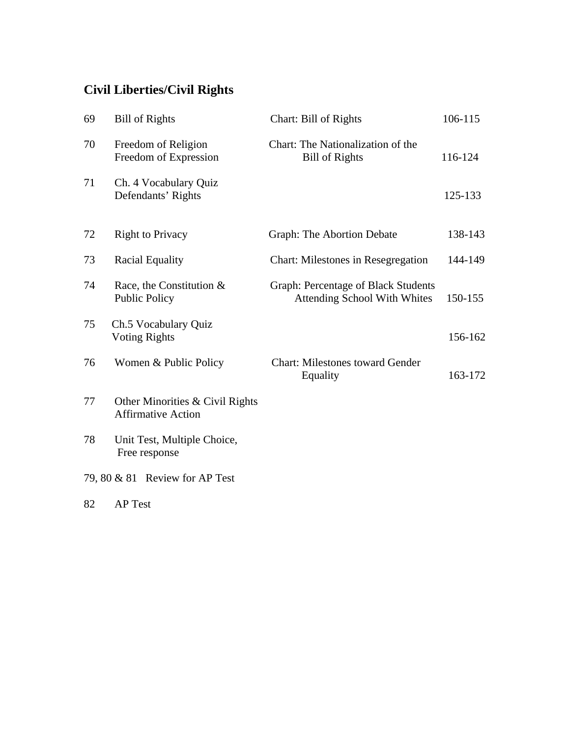## Civil Liberties/Civil Rights

| | | | |
|---|---|---|---|
| 69 | Bill of Rights | Chart: Bill of Rights | 106-115 |
| 70 | Freedom of Religion<br>Freedom of Expression | Chart: The Nationalization of the Bill of Rights | 116-124 |
| 71 | Ch. 4 Vocabulary Quiz<br>Defendants' Rights | | 125-133 |
| 72 | Right to Privacy | Graph: The Abortion Debate | 138-143 |
| 73 | Racial Equality | Chart: Milestones in Resegregation | 144-149 |
| 74 | Race, the Constitution & Public Policy | Graph: Percentage of Black Students Attending School With Whites | 150-155 |
| 75 | Ch.5 Vocabulary Quiz<br>Voting Rights | | 156-162 |
| 76 | Women & Public Policy | Chart: Milestones toward Gender Equality | 163-172 |
| 77 | Other Minorities & Civil Rights<br>Affirmative Action | | |
| 78 | Unit Test, Multiple Choice, Free response | | |
| 79, 80 & 81 | Review for AP Test | | |
| 82 | AP Test | | |